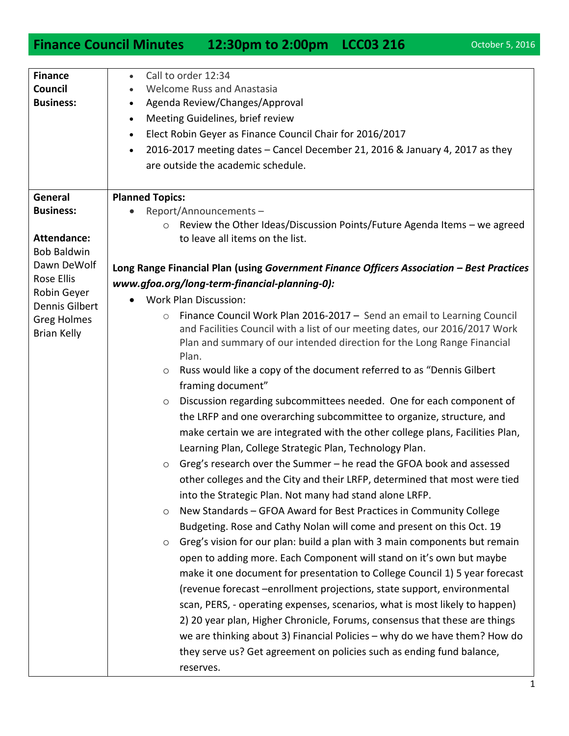## Finance Council Minutes 12:30pm to 2:00pm LCC03 216

October 5, 2016

| | |
|---|---|
| **Finance Council Business:** | • Call to order 12:34<br>• Welcome Russ and Anastasia<br>• Agenda Review/Changes/Approval<br>• Meeting Guidelines, brief review<br>• Elect Robin Geyer as Finance Council Chair for 2016/2017<br>• 2016-2017 meeting dates – Cancel December 21, 2016 & January 4, 2017 as they are outside the academic schedule. |
| **General Business:**<br><br>**Attendance:**<br>Bob Baldwin<br>Dawn DeWolf<br>Rose Ellis<br>Robin Geyer<br>Dennis Gilbert<br>Greg Holmes<br>Brian Kelly | **Planned Topics:**<br>• Report/Announcements –<br>  ○ Review the Other Ideas/Discussion Points/Future Agenda Items – we agreed to leave all items on the list.<br><br>**Long Range Financial Plan (using *Government Finance Officers Association – Best Practices www.gfoa.org/long-term-financial-planning-0):***<br>• Work Plan Discussion:<br>  ○ Finance Council Work Plan 2016-2017 – Send an email to Learning Council and Facilities Council with a list of our meeting dates, our 2016/2017 Work Plan and summary of our intended direction for the Long Range Financial Plan.<br>  ○ Russ would like a copy of the document referred to as "Dennis Gilbert framing document"<br>  ○ Discussion regarding subcommittees needed. One for each component of the LRFP and one overarching subcommittee to organize, structure, and make certain we are integrated with the other college plans, Facilities Plan, Learning Plan, College Strategic Plan, Technology Plan.<br>  ○ Greg's research over the Summer – he read the GFOA book and assessed other colleges and the City and their LRFP, determined that most were tied into the Strategic Plan. Not many had stand alone LRFP.<br>  ○ New Standards – GFOA Award for Best Practices in Community College Budgeting. Rose and Cathy Nolan will come and present on this Oct. 19<br>  ○ Greg's vision for our plan: build a plan with 3 main components but remain open to adding more. Each Component will stand on it's own but maybe make it one document for presentation to College Council 1) 5 year forecast (revenue forecast –enrollment projections, state support, environmental scan, PERS, - operating expenses, scenarios, what is most likely to happen) 2) 20 year plan, Higher Chronicle, Forums, consensus that these are things we are thinking about 3) Financial Policies – why do we have them? How do they serve us? Get agreement on policies such as ending fund balance, reserves. |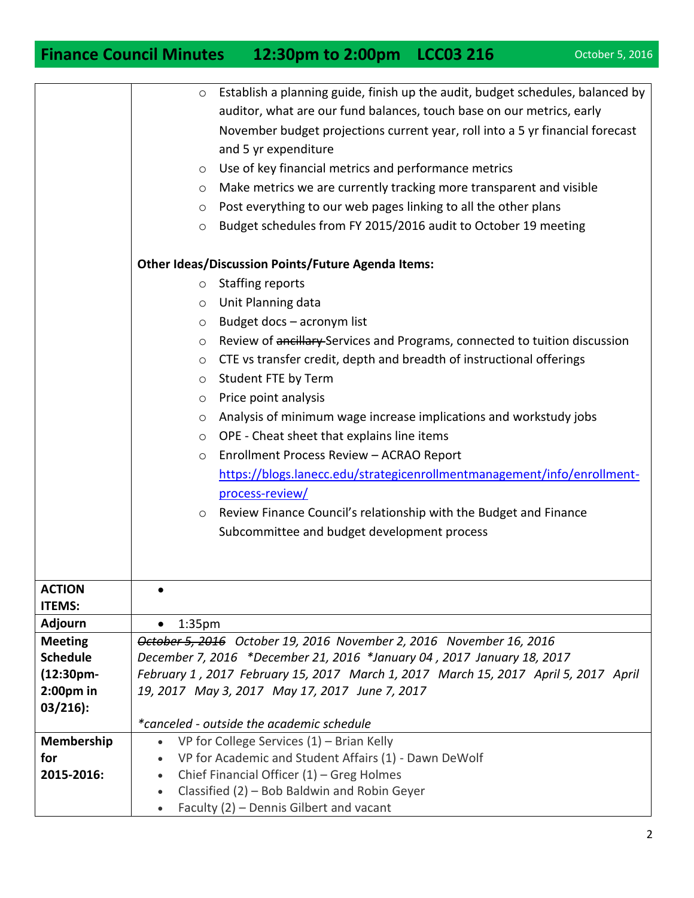| | |
|---|---|
| | ○ Establish a planning guide, finish up the audit, budget schedules, balanced by auditor, what are our fund balances, touch base on our metrics, early November budget projections current year, roll into a 5 yr financial forecast and 5 yr expenditure<br>○ Use of key financial metrics and performance metrics<br>○ Make metrics we are currently tracking more transparent and visible<br>○ Post everything to our web pages linking to all the other plans<br>○ Budget schedules from FY 2015/2016 audit to October 19 meeting<br><br>**Other Ideas/Discussion Points/Future Agenda Items:**<br>○ Staffing reports<br>○ Unit Planning data<br>○ Budget docs – acronym list<br>○ Review of ~~ancillary~~ Services and Programs, connected to tuition discussion<br>○ CTE vs transfer credit, depth and breadth of instructional offerings<br>○ Student FTE by Term<br>○ Price point analysis<br>○ Analysis of minimum wage increase implications and workstudy jobs<br>○ OPE - Cheat sheet that explains line items<br>○ Enrollment Process Review – ACRAO Report https://blogs.lanecc.edu/strategicenrollmentmanagement/info/enrollment-process-review/<br>○ Review Finance Council's relationship with the Budget and Finance Subcommittee and budget development process |
| **ACTION ITEMS:** | • |
| **Adjourn** | • 1:35pm |
| **Meeting Schedule (12:30pm-2:00pm in 03/216):** | *~~October 5, 2016~~ October 19, 2016 November 2, 2016 November 16, 2016 December 7, 2016 \*December 21, 2016 \*January 04 , 2017 January 18, 2017 February 1 , 2017 February 15, 2017 March 1, 2017 March 15, 2017 April 5, 2017 April 19, 2017 May 3, 2017 May 17, 2017 June 7, 2017*<br><br>*\*canceled - outside the academic schedule* |
| **Membership for 2015-2016:** | • VP for College Services (1) – Brian Kelly<br>• VP for Academic and Student Affairs (1) - Dawn DeWolf<br>• Chief Financial Officer (1) – Greg Holmes<br>• Classified (2) – Bob Baldwin and Robin Geyer<br>• Faculty (2) – Dennis Gilbert and vacant |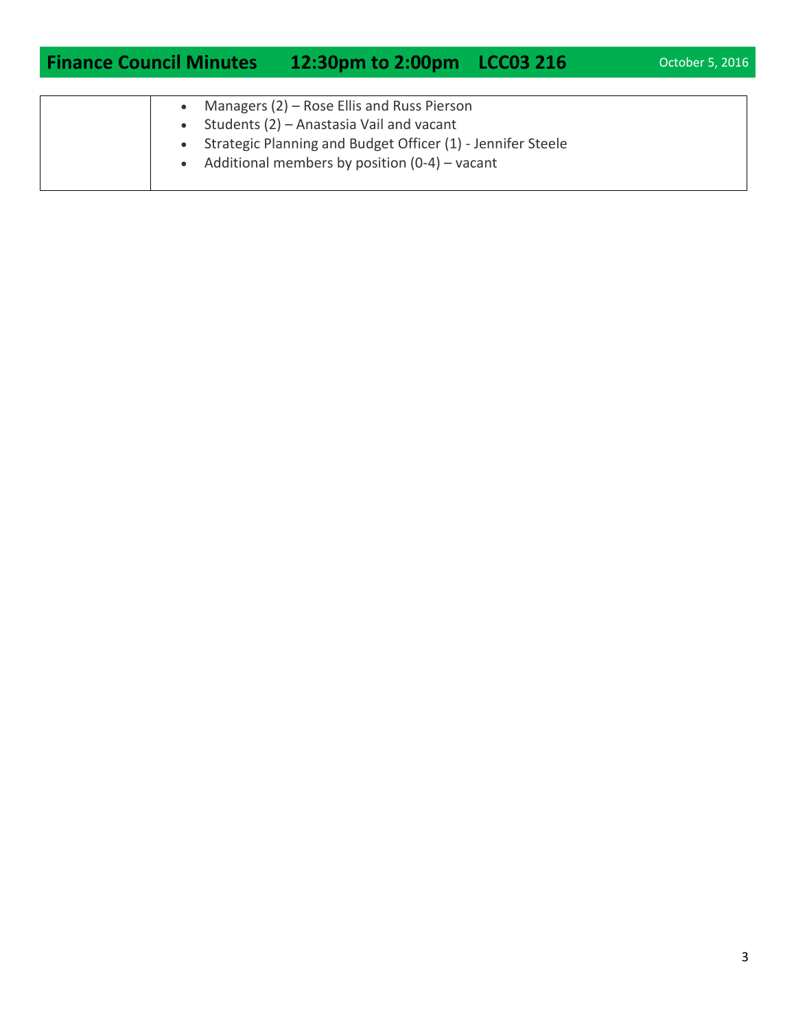| | |
|---|---|
| | • Managers (2) – Rose Ellis and Russ Pierson<br>• Students (2) – Anastasia Vail and vacant<br>• Strategic Planning and Budget Officer (1) - Jennifer Steele<br>• Additional members by position (0-4) – vacant |